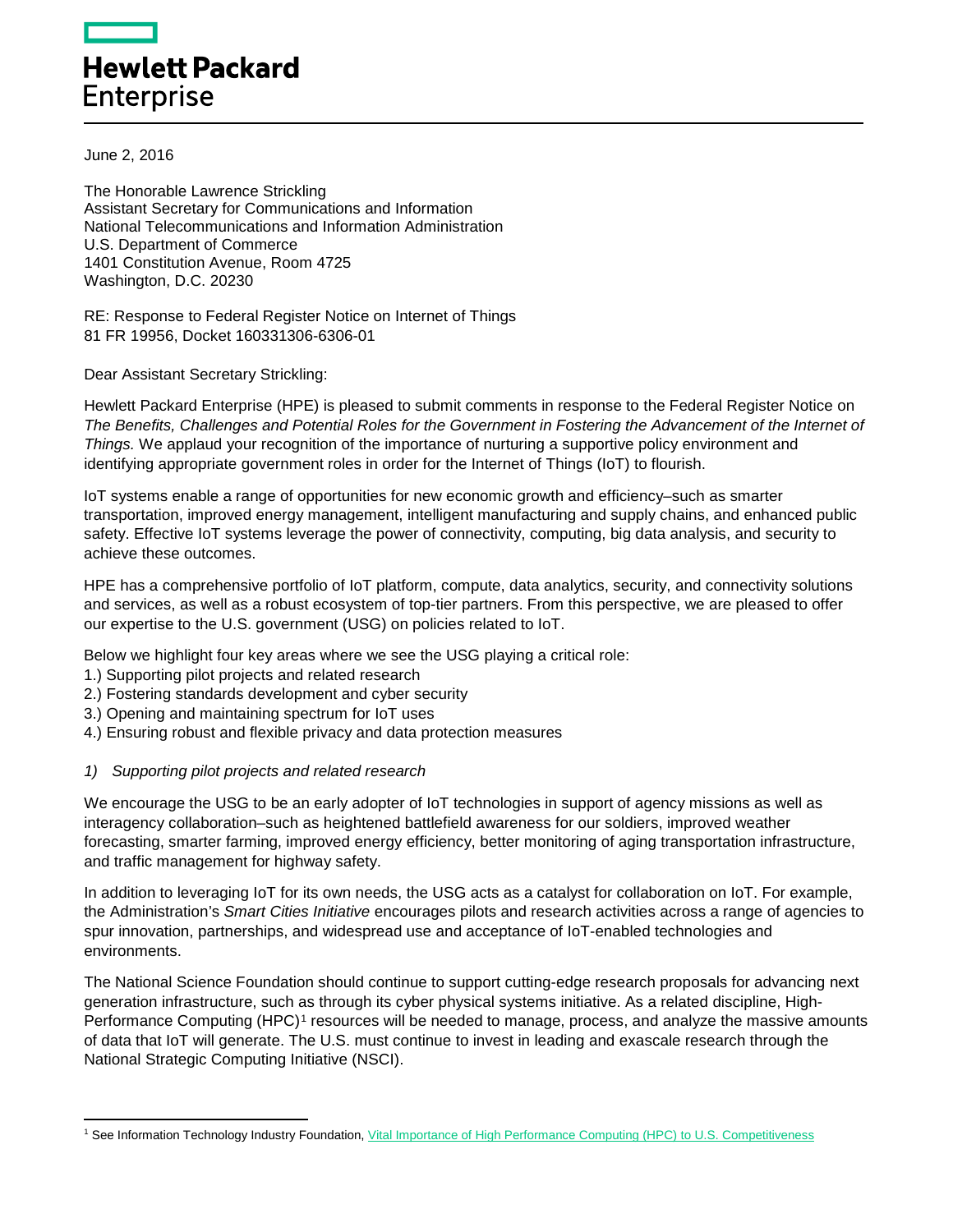**Hewlett Packard Enterprise**

June 2, 2016

The Honorable Lawrence Strickling
Assistant Secretary for Communications and Information
National Telecommunications and Information Administration
U.S. Department of Commerce
1401 Constitution Avenue, Room 4725
Washington, D.C. 20230

RE: Response to Federal Register Notice on Internet of Things
81 FR 19956, Docket 160331306-6306-01

Dear Assistant Secretary Strickling:

Hewlett Packard Enterprise (HPE) is pleased to submit comments in response to the Federal Register Notice on *The Benefits, Challenges and Potential Roles for the Government in Fostering the Advancement of the Internet of Things.* We applaud your recognition of the importance of nurturing a supportive policy environment and identifying appropriate government roles in order for the Internet of Things (IoT) to flourish.

IoT systems enable a range of opportunities for new economic growth and efficiency–such as smarter transportation, improved energy management, intelligent manufacturing and supply chains, and enhanced public safety. Effective IoT systems leverage the power of connectivity, computing, big data analysis, and security to achieve these outcomes.

HPE has a comprehensive portfolio of IoT platform, compute, data analytics, security, and connectivity solutions and services, as well as a robust ecosystem of top-tier partners. From this perspective, we are pleased to offer our expertise to the U.S. government (USG) on policies related to IoT.

Below we highlight four key areas where we see the USG playing a critical role:
1.) Supporting pilot projects and related research
2.) Fostering standards development and cyber security
3.) Opening and maintaining spectrum for IoT uses
4.) Ensuring robust and flexible privacy and data protection measures

*1) Supporting pilot projects and related research*

We encourage the USG to be an early adopter of IoT technologies in support of agency missions as well as interagency collaboration–such as heightened battlefield awareness for our soldiers, improved weather forecasting, smarter farming, improved energy efficiency, better monitoring of aging transportation infrastructure, and traffic management for highway safety.

In addition to leveraging IoT for its own needs, the USG acts as a catalyst for collaboration on IoT. For example, the Administration's *Smart Cities Initiative* encourages pilots and research activities across a range of agencies to spur innovation, partnerships, and widespread use and acceptance of IoT-enabled technologies and environments.

The National Science Foundation should continue to support cutting-edge research proposals for advancing next generation infrastructure, such as through its cyber physical systems initiative. As a related discipline, High-Performance Computing (HPC)[1] resources will be needed to manage, process, and analyze the massive amounts of data that IoT will generate. The U.S. must continue to invest in leading and exascale research through the National Strategic Computing Initiative (NSCI).

[1] See Information Technology Industry Foundation, Vital Importance of High Performance Computing (HPC) to U.S. Competitiveness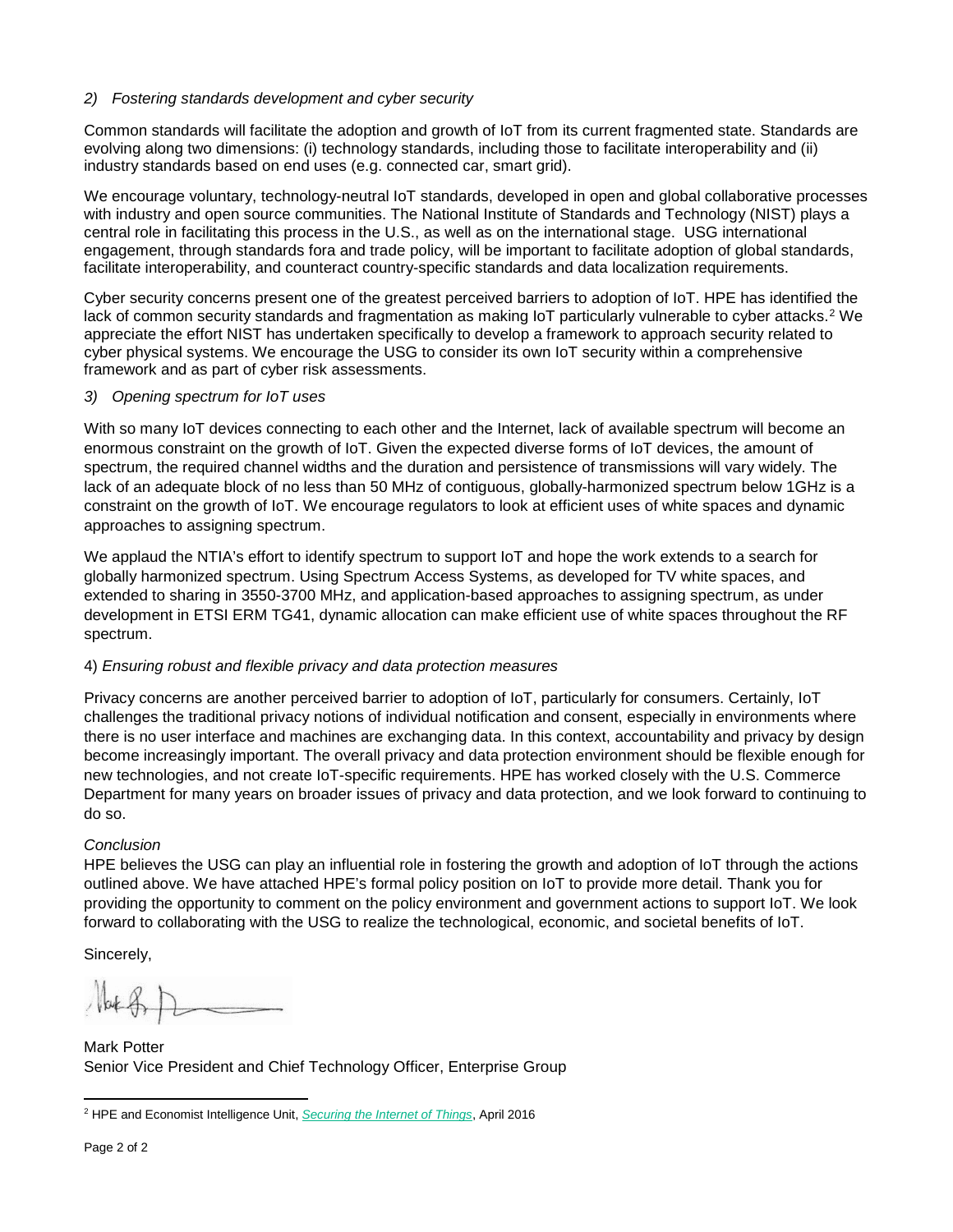*2) Fostering standards development and cyber security*

Common standards will facilitate the adoption and growth of IoT from its current fragmented state. Standards are evolving along two dimensions: (i) technology standards, including those to facilitate interoperability and (ii) industry standards based on end uses (e.g. connected car, smart grid).

We encourage voluntary, technology-neutral IoT standards, developed in open and global collaborative processes with industry and open source communities. The National Institute of Standards and Technology (NIST) plays a central role in facilitating this process in the U.S., as well as on the international stage. USG international engagement, through standards fora and trade policy, will be important to facilitate adoption of global standards, facilitate interoperability, and counteract country-specific standards and data localization requirements.

Cyber security concerns present one of the greatest perceived barriers to adoption of IoT. HPE has identified the lack of common security standards and fragmentation as making IoT particularly vulnerable to cyber attacks.[2] We appreciate the effort NIST has undertaken specifically to develop a framework to approach security related to cyber physical systems. We encourage the USG to consider its own IoT security within a comprehensive framework and as part of cyber risk assessments.

*3) Opening spectrum for IoT uses*

With so many IoT devices connecting to each other and the Internet, lack of available spectrum will become an enormous constraint on the growth of IoT. Given the expected diverse forms of IoT devices, the amount of spectrum, the required channel widths and the duration and persistence of transmissions will vary widely. The lack of an adequate block of no less than 50 MHz of contiguous, globally-harmonized spectrum below 1GHz is a constraint on the growth of IoT. We encourage regulators to look at efficient uses of white spaces and dynamic approaches to assigning spectrum.

We applaud the NTIA's effort to identify spectrum to support IoT and hope the work extends to a search for globally harmonized spectrum. Using Spectrum Access Systems, as developed for TV white spaces, and extended to sharing in 3550-3700 MHz, and application-based approaches to assigning spectrum, as under development in ETSI ERM TG41, dynamic allocation can make efficient use of white spaces throughout the RF spectrum.

4) *Ensuring robust and flexible privacy and data protection measures*

Privacy concerns are another perceived barrier to adoption of IoT, particularly for consumers. Certainly, IoT challenges the traditional privacy notions of individual notification and consent, especially in environments where there is no user interface and machines are exchanging data. In this context, accountability and privacy by design become increasingly important. The overall privacy and data protection environment should be flexible enough for new technologies, and not create IoT-specific requirements. HPE has worked closely with the U.S. Commerce Department for many years on broader issues of privacy and data protection, and we look forward to continuing to do so.

*Conclusion*

HPE believes the USG can play an influential role in fostering the growth and adoption of IoT through the actions outlined above. We have attached HPE's formal policy position on IoT to provide more detail. Thank you for providing the opportunity to comment on the policy environment and government actions to support IoT. We look forward to collaborating with the USG to realize the technological, economic, and societal benefits of IoT.

Sincerely,

Mark Potter
Senior Vice President and Chief Technology Officer, Enterprise Group

---

[2] HPE and Economist Intelligence Unit, *Securing the Internet of Things*, April 2016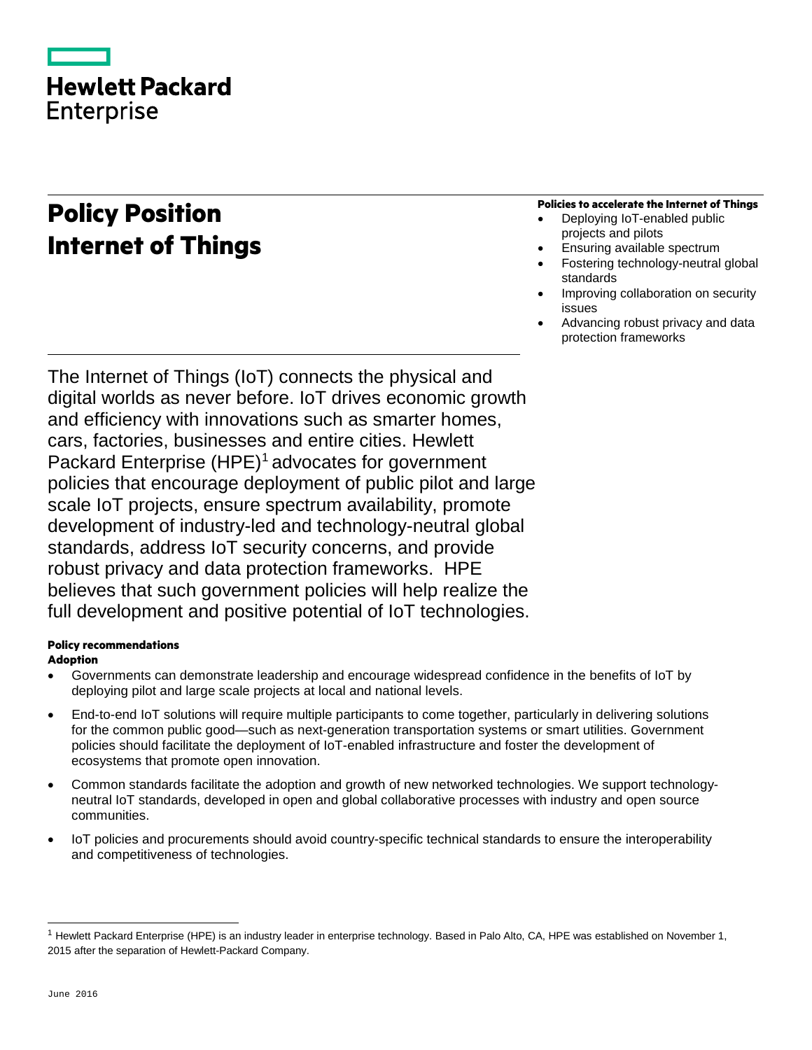**Hewlett Packard Enterprise**

# Policy Position Internet of Things

**Policies to accelerate the Internet of Things**

- Deploying IoT-enabled public projects and pilots
- Ensuring available spectrum
- Fostering technology-neutral global standards
- Improving collaboration on security issues
- Advancing robust privacy and data protection frameworks

The Internet of Things (IoT) connects the physical and digital worlds as never before. IoT drives economic growth and efficiency with innovations such as smarter homes, cars, factories, businesses and entire cities. Hewlett Packard Enterprise (HPE)[1] advocates for government policies that encourage deployment of public pilot and large scale IoT projects, ensure spectrum availability, promote development of industry-led and technology-neutral global standards, address IoT security concerns, and provide robust privacy and data protection frameworks. HPE believes that such government policies will help realize the full development and positive potential of IoT technologies.

## Policy recommendations

### Adoption

- Governments can demonstrate leadership and encourage widespread confidence in the benefits of IoT by deploying pilot and large scale projects at local and national levels.
- End-to-end IoT solutions will require multiple participants to come together, particularly in delivering solutions for the common public good—such as next-generation transportation systems or smart utilities. Government policies should facilitate the deployment of IoT-enabled infrastructure and foster the development of ecosystems that promote open innovation.
- Common standards facilitate the adoption and growth of new networked technologies. We support technology-neutral IoT standards, developed in open and global collaborative processes with industry and open source communities.
- IoT policies and procurements should avoid country-specific technical standards to ensure the interoperability and competitiveness of technologies.

[1] Hewlett Packard Enterprise (HPE) is an industry leader in enterprise technology. Based in Palo Alto, CA, HPE was established on November 1, 2015 after the separation of Hewlett-Packard Company.

June 2016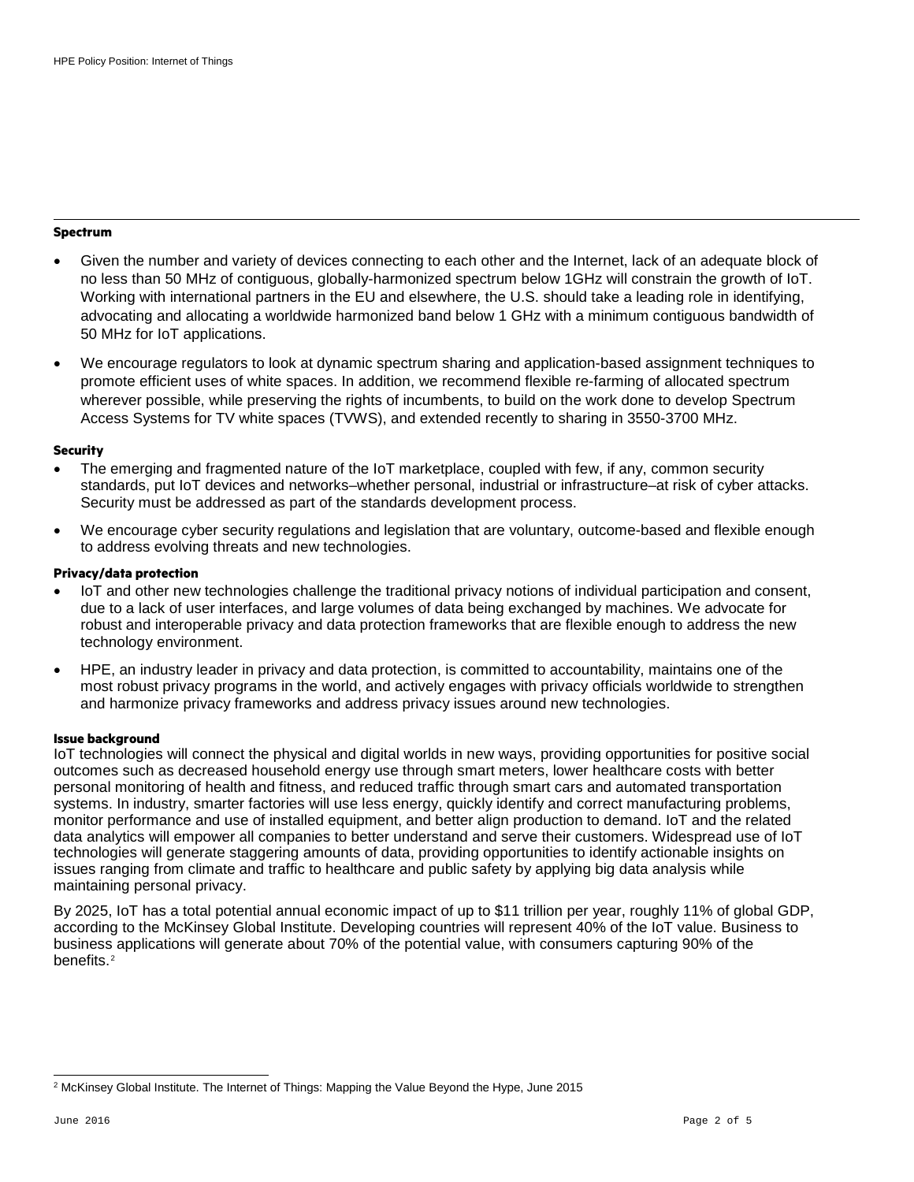#### Spectrum

- Given the number and variety of devices connecting to each other and the Internet, lack of an adequate block of no less than 50 MHz of contiguous, globally-harmonized spectrum below 1GHz will constrain the growth of IoT. Working with international partners in the EU and elsewhere, the U.S. should take a leading role in identifying, advocating and allocating a worldwide harmonized band below 1 GHz with a minimum contiguous bandwidth of 50 MHz for IoT applications.
- We encourage regulators to look at dynamic spectrum sharing and application-based assignment techniques to promote efficient uses of white spaces. In addition, we recommend flexible re-farming of allocated spectrum wherever possible, while preserving the rights of incumbents, to build on the work done to develop Spectrum Access Systems for TV white spaces (TVWS), and extended recently to sharing in 3550-3700 MHz.

#### Security

- The emerging and fragmented nature of the IoT marketplace, coupled with few, if any, common security standards, put IoT devices and networks–whether personal, industrial or infrastructure–at risk of cyber attacks. Security must be addressed as part of the standards development process.
- We encourage cyber security regulations and legislation that are voluntary, outcome-based and flexible enough to address evolving threats and new technologies.

#### Privacy/data protection

- IoT and other new technologies challenge the traditional privacy notions of individual participation and consent, due to a lack of user interfaces, and large volumes of data being exchanged by machines. We advocate for robust and interoperable privacy and data protection frameworks that are flexible enough to address the new technology environment.
- HPE, an industry leader in privacy and data protection, is committed to accountability, maintains one of the most robust privacy programs in the world, and actively engages with privacy officials worldwide to strengthen and harmonize privacy frameworks and address privacy issues around new technologies.

#### Issue background

IoT technologies will connect the physical and digital worlds in new ways, providing opportunities for positive social outcomes such as decreased household energy use through smart meters, lower healthcare costs with better personal monitoring of health and fitness, and reduced traffic through smart cars and automated transportation systems. In industry, smarter factories will use less energy, quickly identify and correct manufacturing problems, monitor performance and use of installed equipment, and better align production to demand. IoT and the related data analytics will empower all companies to better understand and serve their customers. Widespread use of IoT technologies will generate staggering amounts of data, providing opportunities to identify actionable insights on issues ranging from climate and traffic to healthcare and public safety by applying big data analysis while maintaining personal privacy.

By 2025, IoT has a total potential annual economic impact of up to $11 trillion per year, roughly 11% of global GDP, according to the McKinsey Global Institute. Developing countries will represent 40% of the IoT value. Business to business applications will generate about 70% of the potential value, with consumers capturing 90% of the benefits.[2]

[2] McKinsey Global Institute. The Internet of Things: Mapping the Value Beyond the Hype, June 2015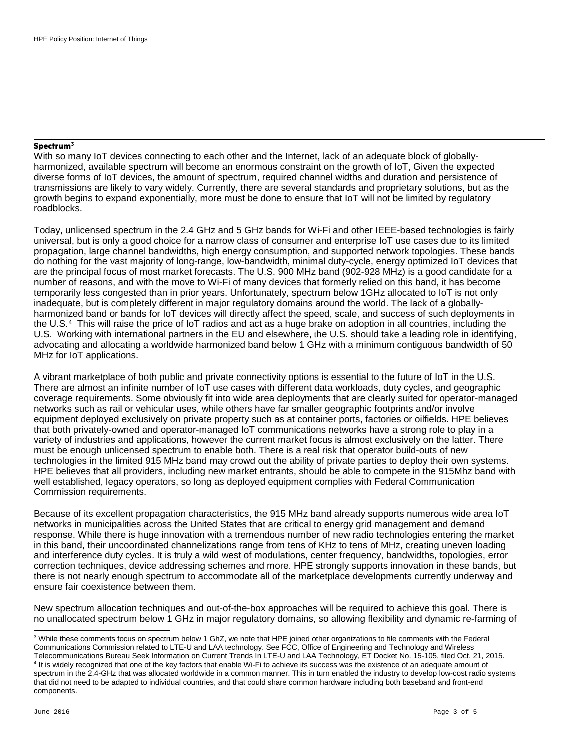**Spectrum**[3]

With so many IoT devices connecting to each other and the Internet, lack of an adequate block of globally-harmonized, available spectrum will become an enormous constraint on the growth of IoT, Given the expected diverse forms of IoT devices, the amount of spectrum, required channel widths and duration and persistence of transmissions are likely to vary widely. Currently, there are several standards and proprietary solutions, but as the growth begins to expand exponentially, more must be done to ensure that IoT will not be limited by regulatory roadblocks.

Today, unlicensed spectrum in the 2.4 GHz and 5 GHz bands for Wi-Fi and other IEEE-based technologies is fairly universal, but is only a good choice for a narrow class of consumer and enterprise IoT use cases due to its limited propagation, large channel bandwidths, high energy consumption, and supported network topologies. These bands do nothing for the vast majority of long-range, low-bandwidth, minimal duty-cycle, energy optimized IoT devices that are the principal focus of most market forecasts. The U.S. 900 MHz band (902-928 MHz) is a good candidate for a number of reasons, and with the move to Wi-Fi of many devices that formerly relied on this band, it has become temporarily less congested than in prior years. Unfortunately, spectrum below 1GHz allocated to IoT is not only inadequate, but is completely different in major regulatory domains around the world. The lack of a globally-harmonized band or bands for IoT devices will directly affect the speed, scale, and success of such deployments in the U.S.[4] This will raise the price of IoT radios and act as a huge brake on adoption in all countries, including the U.S. Working with international partners in the EU and elsewhere, the U.S. should take a leading role in identifying, advocating and allocating a worldwide harmonized band below 1 GHz with a minimum contiguous bandwidth of 50 MHz for IoT applications.

A vibrant marketplace of both public and private connectivity options is essential to the future of IoT in the U.S. There are almost an infinite number of IoT use cases with different data workloads, duty cycles, and geographic coverage requirements. Some obviously fit into wide area deployments that are clearly suited for operator-managed networks such as rail or vehicular uses, while others have far smaller geographic footprints and/or involve equipment deployed exclusively on private property such as at container ports, factories or oilfields. HPE believes that both privately-owned and operator-managed IoT communications networks have a strong role to play in a variety of industries and applications, however the current market focus is almost exclusively on the latter. There must be enough unlicensed spectrum to enable both. There is a real risk that operator build-outs of new technologies in the limited 915 MHz band may crowd out the ability of private parties to deploy their own systems. HPE believes that all providers, including new market entrants, should be able to compete in the 915Mhz band with well established, legacy operators, so long as deployed equipment complies with Federal Communication Commission requirements.

Because of its excellent propagation characteristics, the 915 MHz band already supports numerous wide area IoT networks in municipalities across the United States that are critical to energy grid management and demand response. While there is huge innovation with a tremendous number of new radio technologies entering the market in this band, their uncoordinated channelizations range from tens of KHz to tens of MHz, creating uneven loading and interference duty cycles. It is truly a wild west of modulations, center frequency, bandwidths, topologies, error correction techniques, device addressing schemes and more. HPE strongly supports innovation in these bands, but there is not nearly enough spectrum to accommodate all of the marketplace developments currently underway and ensure fair coexistence between them.

New spectrum allocation techniques and out-of-the-box approaches will be required to achieve this goal. There is no unallocated spectrum below 1 GHz in major regulatory domains, so allowing flexibility and dynamic re-farming of

---

[3] While these comments focus on spectrum below 1 GhZ, we note that HPE joined other organizations to file comments with the Federal Communications Commission related to LTE-U and LAA technology. See FCC, Office of Engineering and Technology and Wireless Telecommunications Bureau Seek Information on Current Trends In LTE-U and LAA Technology, ET Docket No. 15-105, filed Oct. 21, 2015.

[4] It is widely recognized that one of the key factors that enable Wi-Fi to achieve its success was the existence of an adequate amount of spectrum in the 2.4-GHz that was allocated worldwide in a common manner. This in turn enabled the industry to develop low-cost radio systems that did not need to be adapted to individual countries, and that could share common hardware including both baseband and front-end components.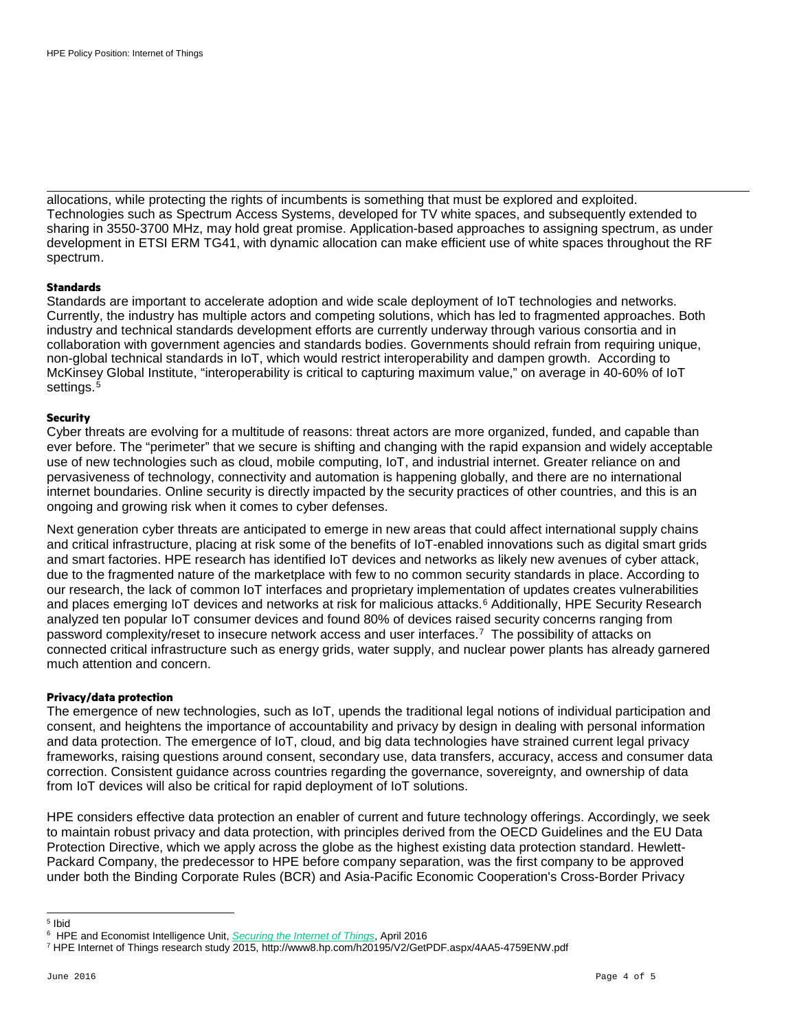allocations, while protecting the rights of incumbents is something that must be explored and exploited. Technologies such as Spectrum Access Systems, developed for TV white spaces, and subsequently extended to sharing in 3550-3700 MHz, may hold great promise. Application-based approaches to assigning spectrum, as under development in ETSI ERM TG41, with dynamic allocation can make efficient use of white spaces throughout the RF spectrum.

### Standards

Standards are important to accelerate adoption and wide scale deployment of IoT technologies and networks. Currently, the industry has multiple actors and competing solutions, which has led to fragmented approaches. Both industry and technical standards development efforts are currently underway through various consortia and in collaboration with government agencies and standards bodies. Governments should refrain from requiring unique, non-global technical standards in IoT, which would restrict interoperability and dampen growth. According to McKinsey Global Institute, "interoperability is critical to capturing maximum value," on average in 40-60% of IoT settings.[5]

### Security

Cyber threats are evolving for a multitude of reasons: threat actors are more organized, funded, and capable than ever before. The "perimeter" that we secure is shifting and changing with the rapid expansion and widely acceptable use of new technologies such as cloud, mobile computing, IoT, and industrial internet. Greater reliance on and pervasiveness of technology, connectivity and automation is happening globally, and there are no international internet boundaries. Online security is directly impacted by the security practices of other countries, and this is an ongoing and growing risk when it comes to cyber defenses.

Next generation cyber threats are anticipated to emerge in new areas that could affect international supply chains and critical infrastructure, placing at risk some of the benefits of IoT-enabled innovations such as digital smart grids and smart factories. HPE research has identified IoT devices and networks as likely new avenues of cyber attack, due to the fragmented nature of the marketplace with few to no common security standards in place. According to our research, the lack of common IoT interfaces and proprietary implementation of updates creates vulnerabilities and places emerging IoT devices and networks at risk for malicious attacks.[6] Additionally, HPE Security Research analyzed ten popular IoT consumer devices and found 80% of devices raised security concerns ranging from password complexity/reset to insecure network access and user interfaces.[7] The possibility of attacks on connected critical infrastructure such as energy grids, water supply, and nuclear power plants has already garnered much attention and concern.

### Privacy/data protection

The emergence of new technologies, such as IoT, upends the traditional legal notions of individual participation and consent, and heightens the importance of accountability and privacy by design in dealing with personal information and data protection. The emergence of IoT, cloud, and big data technologies have strained current legal privacy frameworks, raising questions around consent, secondary use, data transfers, accuracy, access and consumer data correction. Consistent guidance across countries regarding the governance, sovereignty, and ownership of data from IoT devices will also be critical for rapid deployment of IoT solutions.

HPE considers effective data protection an enabler of current and future technology offerings. Accordingly, we seek to maintain robust privacy and data protection, with principles derived from the OECD Guidelines and the EU Data Protection Directive, which we apply across the globe as the highest existing data protection standard. Hewlett-Packard Company, the predecessor to HPE before company separation, was the first company to be approved under both the Binding Corporate Rules (BCR) and Asia-Pacific Economic Cooperation's Cross-Border Privacy

---

[5] Ibid

[6] HPE and Economist Intelligence Unit, *Securing the Internet of Things*, April 2016

[7] HPE Internet of Things research study 2015, http://www8.hp.com/h20195/V2/GetPDF.aspx/4AA5-4759ENW.pdf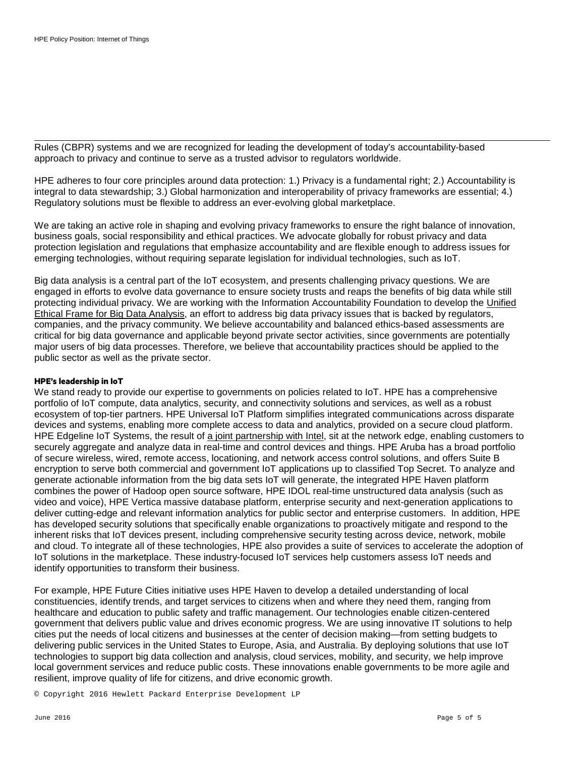Rules (CBPR) systems and we are recognized for leading the development of today's accountability-based approach to privacy and continue to serve as a trusted advisor to regulators worldwide.

HPE adheres to four core principles around data protection: 1.) Privacy is a fundamental right; 2.) Accountability is integral to data stewardship; 3.) Global harmonization and interoperability of privacy frameworks are essential; 4.) Regulatory solutions must be flexible to address an ever-evolving global marketplace.

We are taking an active role in shaping and evolving privacy frameworks to ensure the right balance of innovation, business goals, social responsibility and ethical practices. We advocate globally for robust privacy and data protection legislation and regulations that emphasize accountability and are flexible enough to address issues for emerging technologies, without requiring separate legislation for individual technologies, such as IoT.

Big data analysis is a central part of the IoT ecosystem, and presents challenging privacy questions. We are engaged in efforts to evolve data governance to ensure society trusts and reaps the benefits of big data while still protecting individual privacy. We are working with the Information Accountability Foundation to develop the Unified Ethical Frame for Big Data Analysis, an effort to address big data privacy issues that is backed by regulators, companies, and the privacy community. We believe accountability and balanced ethics-based assessments are critical for big data governance and applicable beyond private sector activities, since governments are potentially major users of big data processes. Therefore, we believe that accountability practices should be applied to the public sector as well as the private sector.

**HPE's leadership in IoT**

We stand ready to provide our expertise to governments on policies related to IoT. HPE has a comprehensive portfolio of IoT compute, data analytics, security, and connectivity solutions and services, as well as a robust ecosystem of top-tier partners. HPE Universal IoT Platform simplifies integrated communications across disparate devices and systems, enabling more complete access to data and analytics, provided on a secure cloud platform. HPE Edgeline IoT Systems, the result of a joint partnership with Intel, sit at the network edge, enabling customers to securely aggregate and analyze data in real-time and control devices and things. HPE Aruba has a broad portfolio of secure wireless, wired, remote access, locationing, and network access control solutions, and offers Suite B encryption to serve both commercial and government IoT applications up to classified Top Secret. To analyze and generate actionable information from the big data sets IoT will generate, the integrated HPE Haven platform combines the power of Hadoop open source software, HPE IDOL real-time unstructured data analysis (such as video and voice), HPE Vertica massive database platform, enterprise security and next-generation applications to deliver cutting-edge and relevant information analytics for public sector and enterprise customers. In addition, HPE has developed security solutions that specifically enable organizations to proactively mitigate and respond to the inherent risks that IoT devices present, including comprehensive security testing across device, network, mobile and cloud. To integrate all of these technologies, HPE also provides a suite of services to accelerate the adoption of IoT solutions in the marketplace. These industry-focused IoT services help customers assess IoT needs and identify opportunities to transform their business.

For example, HPE Future Cities initiative uses HPE Haven to develop a detailed understanding of local constituencies, identify trends, and target services to citizens when and where they need them, ranging from healthcare and education to public safety and traffic management. Our technologies enable citizen-centered government that delivers public value and drives economic progress. We are using innovative IT solutions to help cities put the needs of local citizens and businesses at the center of decision making—from setting budgets to delivering public services in the United States to Europe, Asia, and Australia. By deploying solutions that use IoT technologies to support big data collection and analysis, cloud services, mobility, and security, we help improve local government services and reduce public costs. These innovations enable governments to be more agile and resilient, improve quality of life for citizens, and drive economic growth.

© Copyright 2016 Hewlett Packard Enterprise Development LP

June 2016